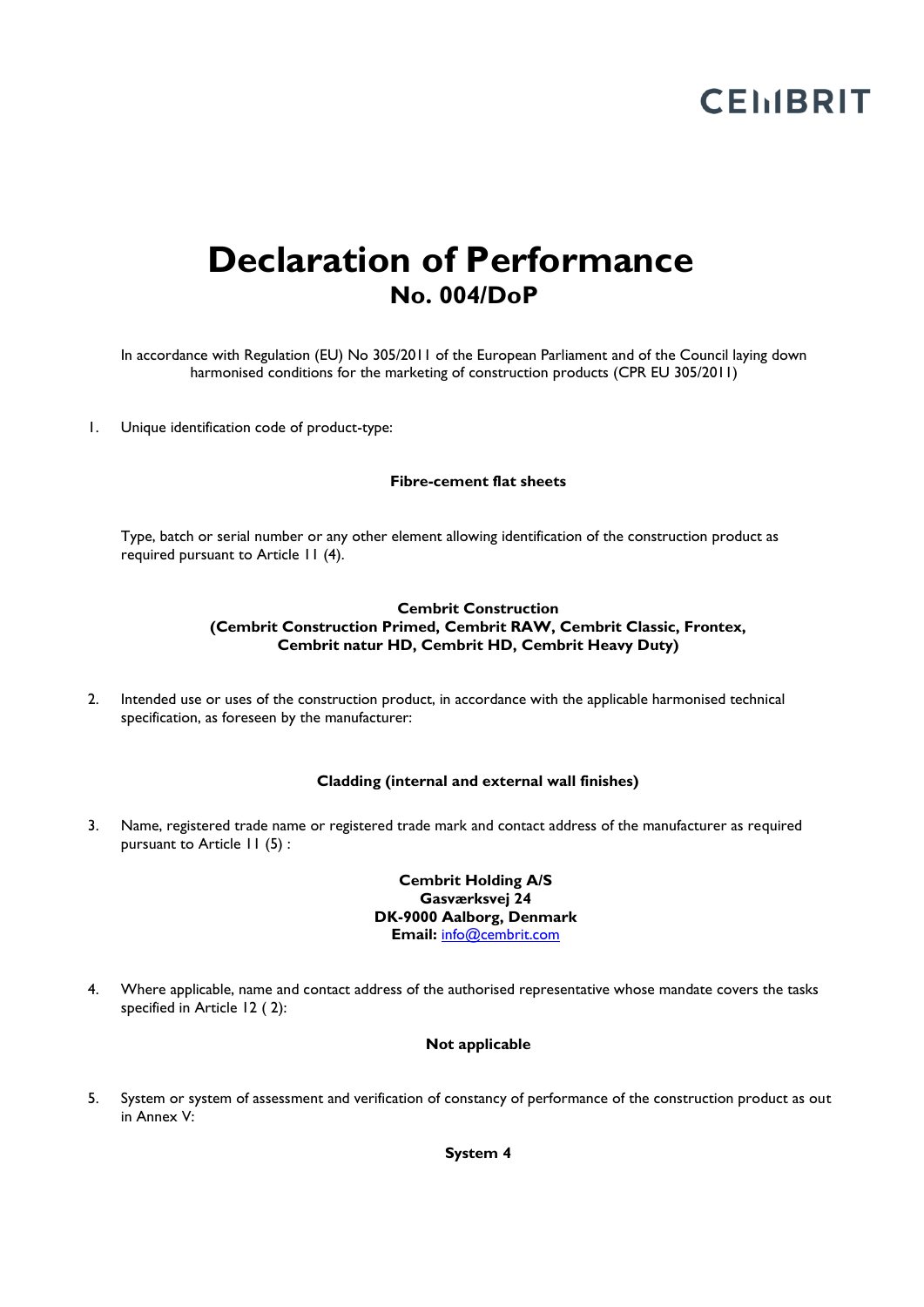CEMBRIT

# Declaration of Performance
## No. 004/DoP

In accordance with Regulation (EU) No 305/2011 of the European Parliament and of the Council laying down harmonised conditions for the marketing of construction products (CPR EU 305/2011)

1. Unique identification code of product-type:

   **Fibre-cement flat sheets**

   Type, batch or serial number or any other element allowing identification of the construction product as required pursuant to Article 11 (4).

   **Cembrit Construction**
   **(Cembrit Construction Primed, Cembrit RAW, Cembrit Classic, Frontex, Cembrit natur HD, Cembrit HD, Cembrit Heavy Duty)**

2. Intended use or uses of the construction product, in accordance with the applicable harmonised technical specification, as foreseen by the manufacturer:

   **Cladding (internal and external wall finishes)**

3. Name, registered trade name or registered trade mark and contact address of the manufacturer as required pursuant to Article 11 (5) :

   **Cembrit Holding A/S**
   **Gasværksvej 24**
   **DK-9000 Aalborg, Denmark**
   **Email:** info@cembrit.com

4. Where applicable, name and contact address of the authorised representative whose mandate covers the tasks specified in Article 12 ( 2):

   **Not applicable**

5. System or system of assessment and verification of constancy of performance of the construction product as out in Annex V:

   **System 4**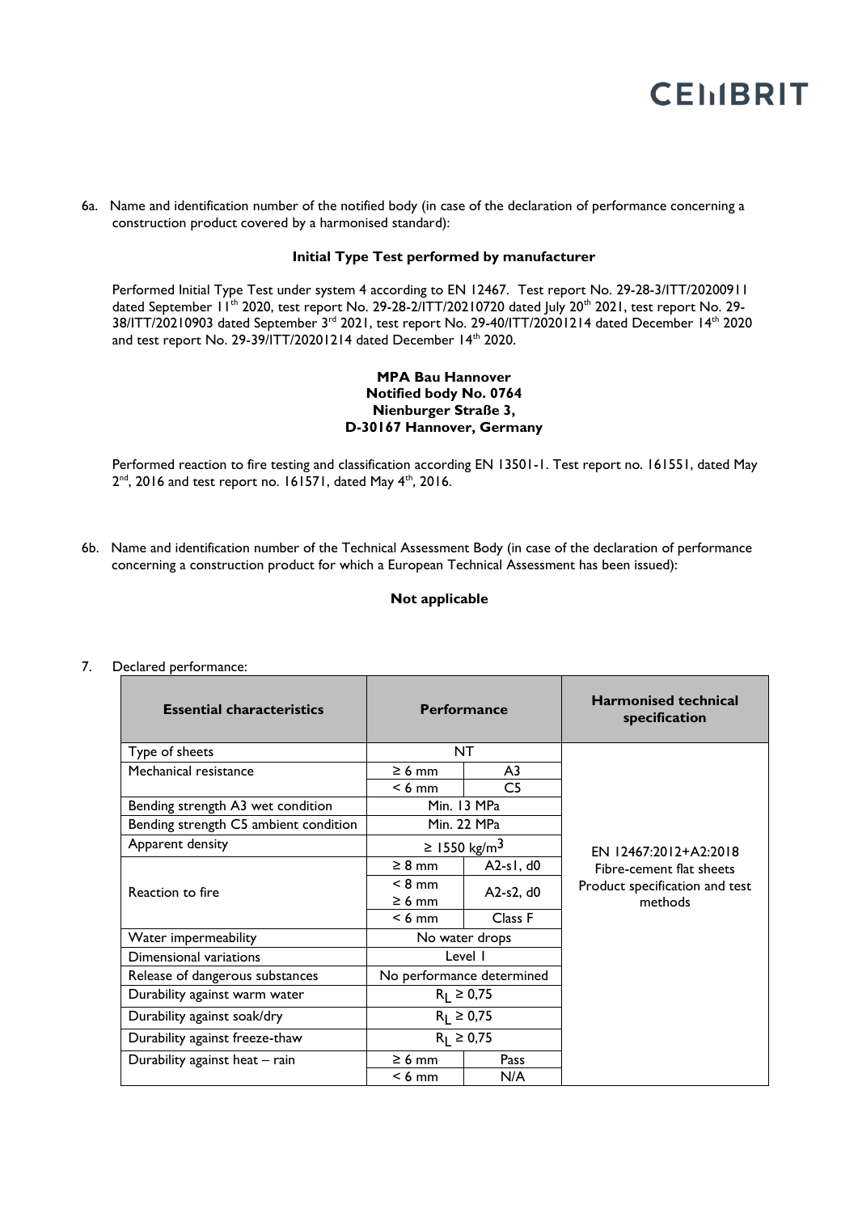6a. Name and identification number of the notified body (in case of the declaration of performance concerning a construction product covered by a harmonised standard):

**Initial Type Test performed by manufacturer**

Performed Initial Type Test under system 4 according to EN 12467. Test report No. 29-28-3/ITT/20200911 dated September 11th 2020, test report No. 29-28-2/ITT/20210720 dated July 20th 2021, test report No. 29-38/ITT/20210903 dated September 3rd 2021, test report No. 29-40/ITT/20201214 dated December 14th 2020 and test report No. 29-39/ITT/20201214 dated December 14th 2020.

**MPA Bau Hannover**
**Notified body No. 0764**
**Nienburger Straße 3,**
**D-30167 Hannover, Germany**

Performed reaction to fire testing and classification according EN 13501-1. Test report no. 161551, dated May 2nd, 2016 and test report no. 161571, dated May 4th, 2016.

6b. Name and identification number of the Technical Assessment Body (in case of the declaration of performance concerning a construction product for which a European Technical Assessment has been issued):

**Not applicable**

7. Declared performance:

| Essential characteristics | Performance | | Harmonised technical specification |
|---|---|---|---|
| Type of sheets | NT | | EN 12467:2012+A2:2018 Fibre-cement flat sheets Product specification and test methods |
| Mechanical resistance | ≥ 6 mm | A3 | |
| | < 6 mm | C5 | |
| Bending strength A3 wet condition | Min. 13 MPa | | |
| Bending strength C5 ambient condition | Min. 22 MPa | | |
| Apparent density | ≥ 1550 kg/m$^3$ | | |
| Reaction to fire | ≥ 8 mm | A2-s1, d0 | |
| | < 8 mm ≥ 6 mm | A2-s2, d0 | |
| | < 6 mm | Class F | |
| Water impermeability | No water drops | | |
| Dimensional variations | Level I | | |
| Release of dangerous substances | No performance determined | | |
| Durability against warm water | $R_L$ ≥ 0,75 | | |
| Durability against soak/dry | $R_L$ ≥ 0,75 | | |
| Durability against freeze-thaw | $R_L$ ≥ 0,75 | | |
| Durability against heat – rain | ≥ 6 mm | Pass | |
| | < 6 mm | N/A | |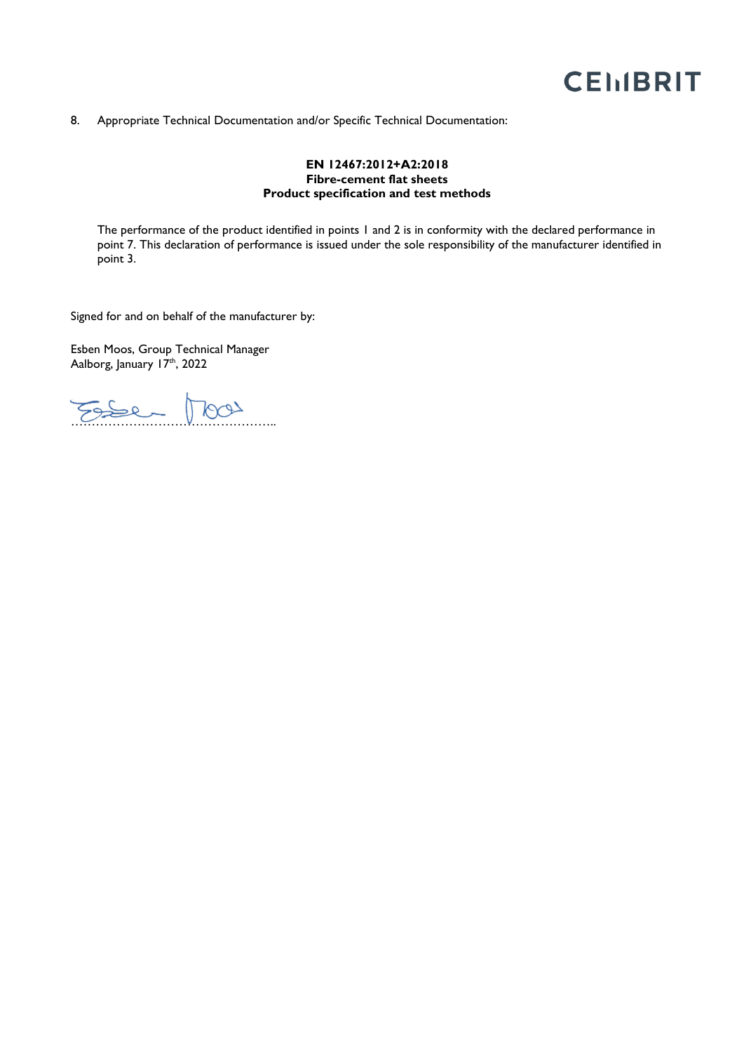8. Appropriate Technical Documentation and/or Specific Technical Documentation:

**EN 12467:2012+A2:2018**
**Fibre-cement flat sheets**
**Product specification and test methods**

The performance of the product identified in points 1 and 2 is in conformity with the declared performance in point 7. This declaration of performance is issued under the sole responsibility of the manufacturer identified in point 3.

Signed for and on behalf of the manufacturer by:

Esben Moos, Group Technical Manager
Aalborg, January 17th, 2022

……………………………………………..